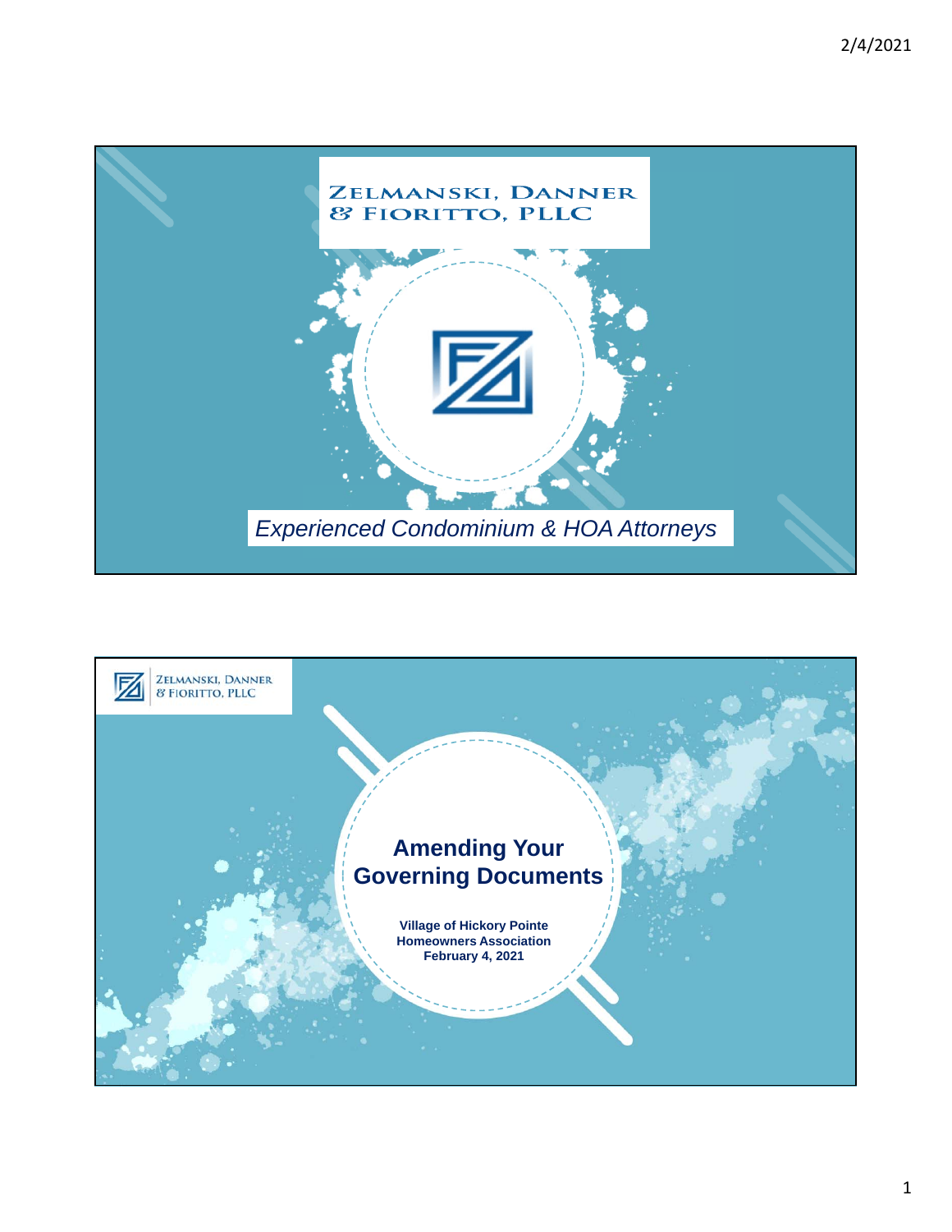ZELMANSKI, DANNER & FIORITTO, PLLC

*Experienced Condominium & HOA Attorneys*

ZELMANSKI, DANNER & FIORITTO, PLLC

# Amending Your Governing Documents

**Village of Hickory Pointe Homeowners Association**
**February 4, 2021**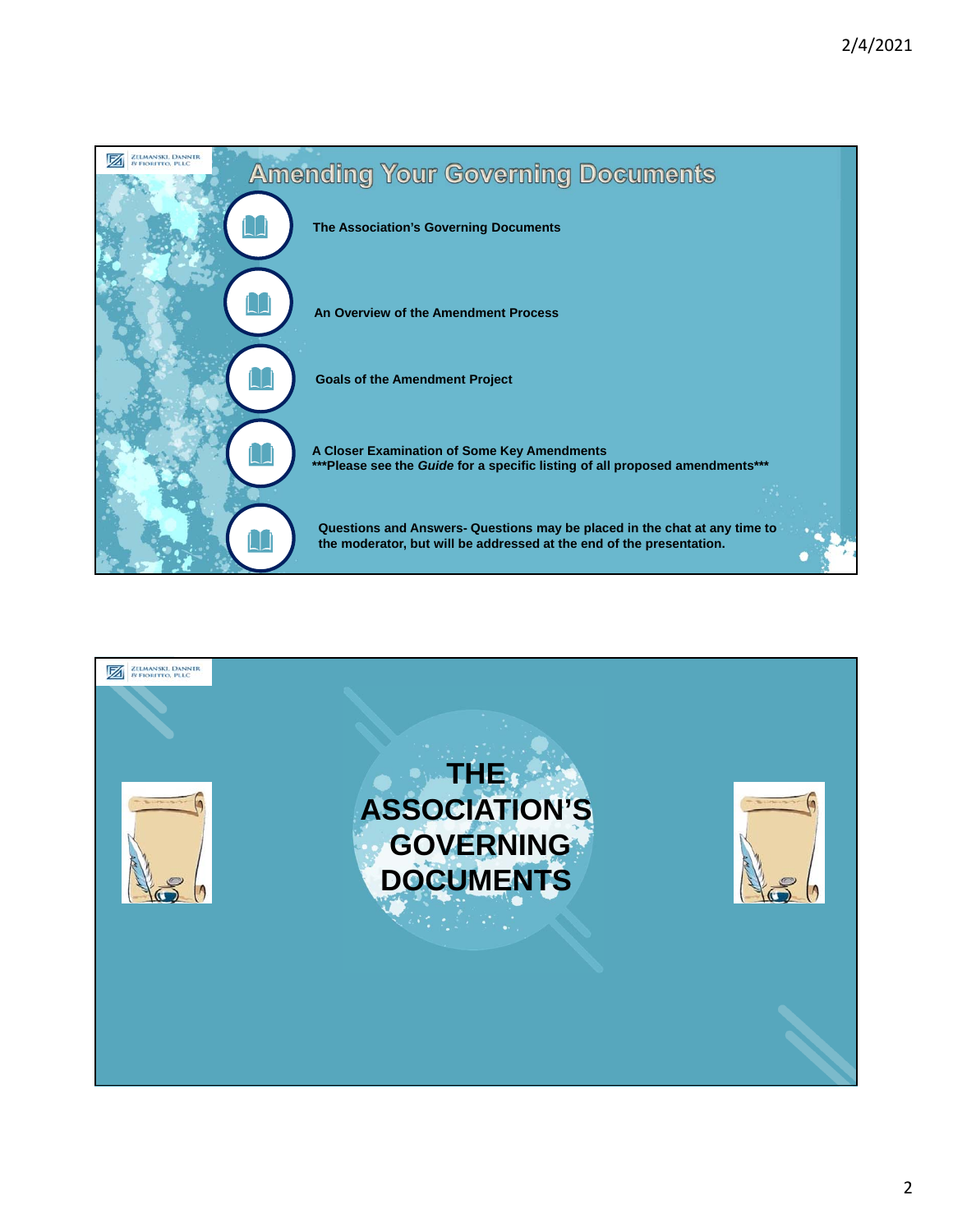## Amending Your Governing Documents

- **The Association's Governing Documents**
- **An Overview of the Amendment Process**
- **Goals of the Amendment Project**
- **A Closer Examination of Some Key Amendments**
  **\*\*\*Please see the *Guide* for a specific listing of all proposed amendments\*\*\***
- **Questions and Answers- Questions may be placed in the chat at any time to the moderator, but will be addressed at the end of the presentation.**

# THE ASSOCIATION'S GOVERNING DOCUMENTS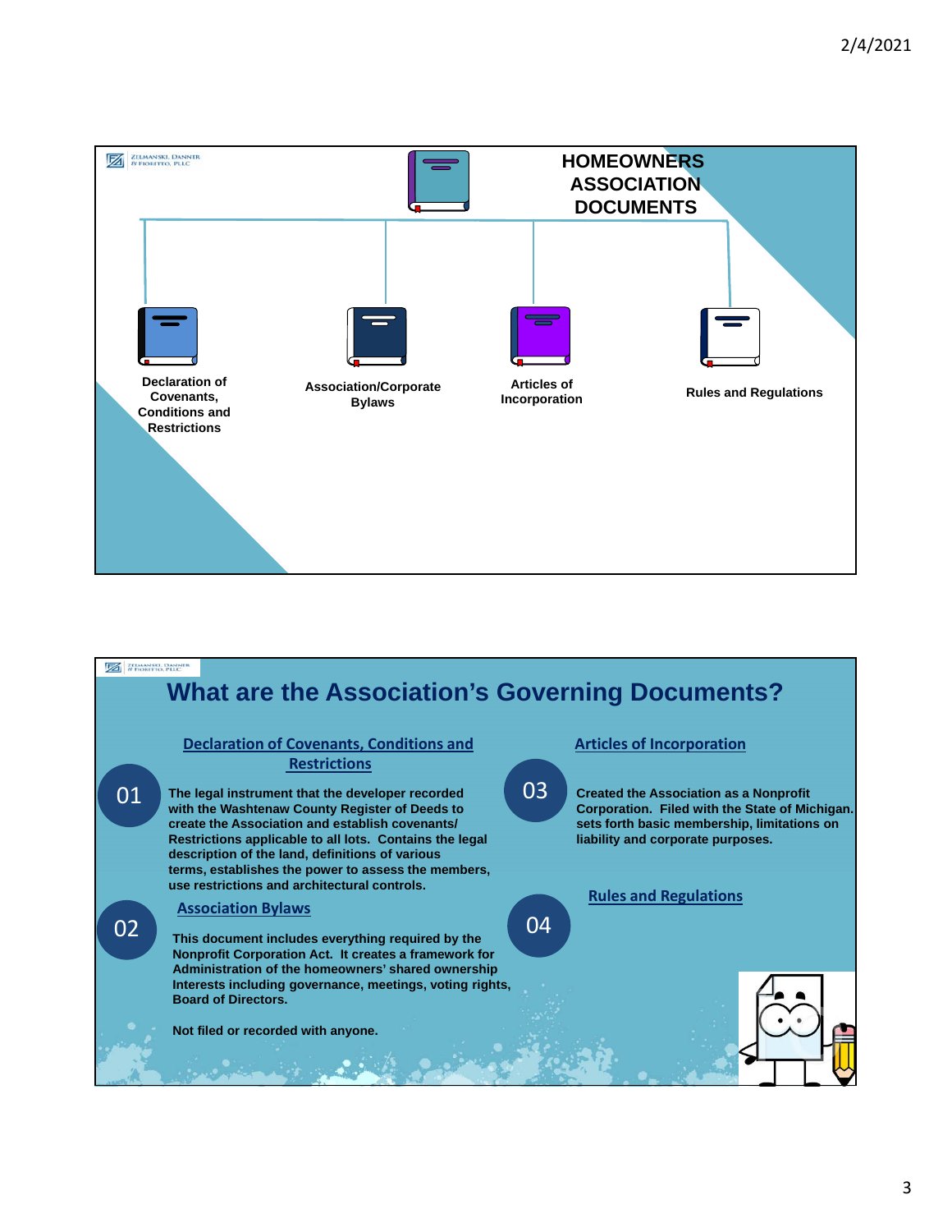## HOMEOWNERS ASSOCIATION DOCUMENTS

- Declaration of Covenants, Conditions and Restrictions
- Association/Corporate Bylaws
- Articles of Incorporation
- Rules and Regulations

# What are the Association's Governing Documents?

### 01 Declaration of Covenants, Conditions and Restrictions

**The legal instrument that the developer recorded with the Washtenaw County Register of Deeds to create the Association and establish covenants/ Restrictions applicable to all lots. Contains the legal description of the land, definitions of various terms, establishes the power to assess the members, use restrictions and architectural controls.**

### 02 Association Bylaws

**This document includes everything required by the Nonprofit Corporation Act. It creates a framework for Administration of the homeowners' shared ownership Interests including governance, meetings, voting rights, Board of Directors.**

**Not filed or recorded with anyone.**

### 03 Articles of Incorporation

**Created the Association as a Nonprofit Corporation. Filed with the State of Michigan. sets forth basic membership, limitations on liability and corporate purposes.**

### 04 Rules and Regulations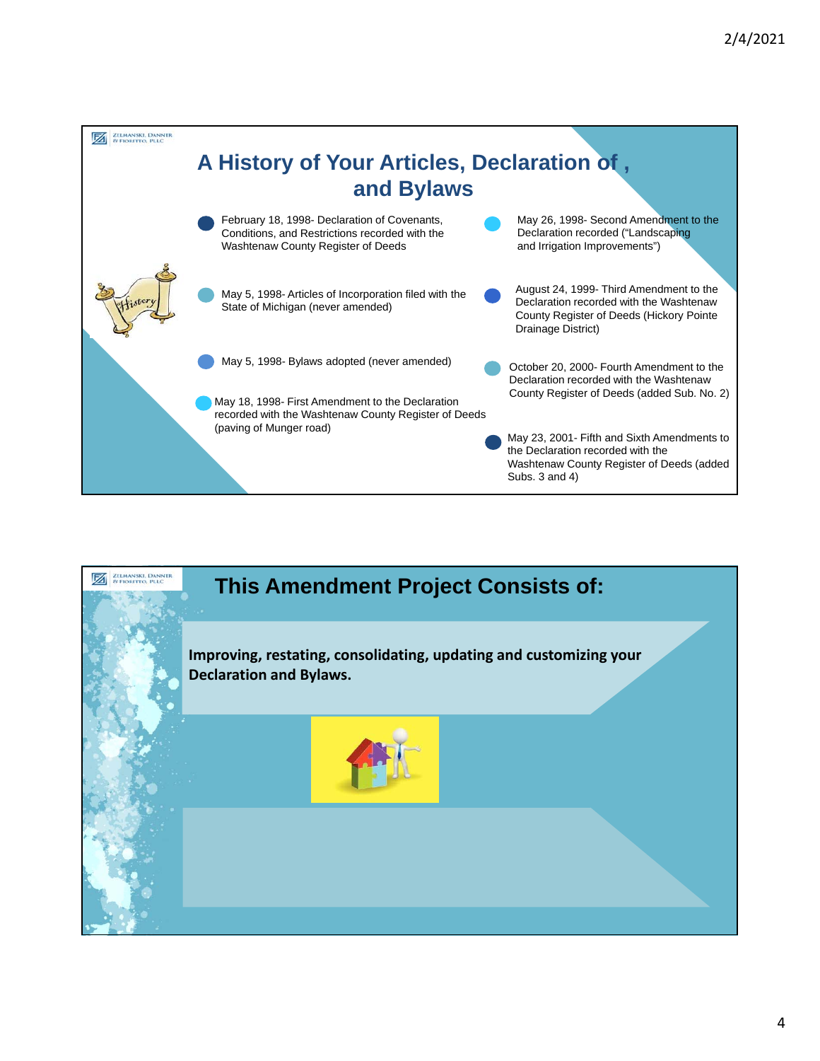## A History of Your Articles, Declaration of , and Bylaws

- February 18, 1998- Declaration of Covenants, Conditions, and Restrictions recorded with the Washtenaw County Register of Deeds
- May 5, 1998- Articles of Incorporation filed with the State of Michigan (never amended)
- May 5, 1998- Bylaws adopted (never amended)
- May 18, 1998- First Amendment to the Declaration recorded with the Washtenaw County Register of Deeds (paving of Munger road)
- May 26, 1998- Second Amendment to the Declaration recorded ("Landscaping and Irrigation Improvements")
- August 24, 1999- Third Amendment to the Declaration recorded with the Washtenaw County Register of Deeds (Hickory Pointe Drainage District)
- October 20, 2000- Fourth Amendment to the Declaration recorded with the Washtenaw County Register of Deeds (added Sub. No. 2)
- May 23, 2001- Fifth and Sixth Amendments to the Declaration recorded with the Washtenaw County Register of Deeds (added Subs. 3 and 4)

## This Amendment Project Consists of:

**Improving, restating, consolidating, updating and customizing your Declaration and Bylaws.**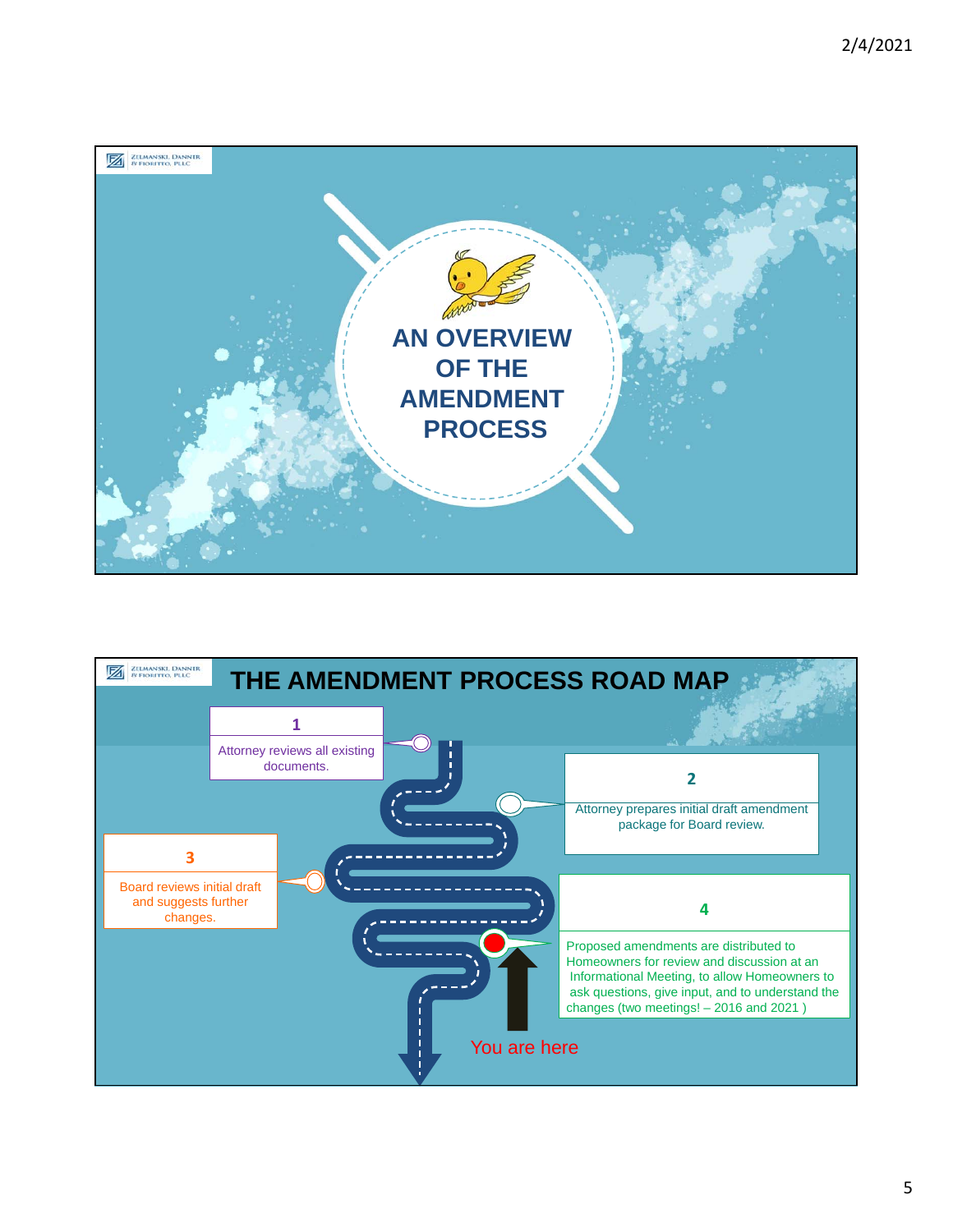# AN OVERVIEW OF THE AMENDMENT PROCESS

## THE AMENDMENT PROCESS ROAD MAP

**1**

Attorney reviews all existing documents.

**2**

Attorney prepares initial draft amendment package for Board review.

**3**

Board reviews initial draft and suggests further changes.

**4**

Proposed amendments are distributed to Homeowners for review and discussion at an Informational Meeting, to allow Homeowners to ask questions, give input, and to understand the changes (two meetings! – 2016 and 2021 )

You are here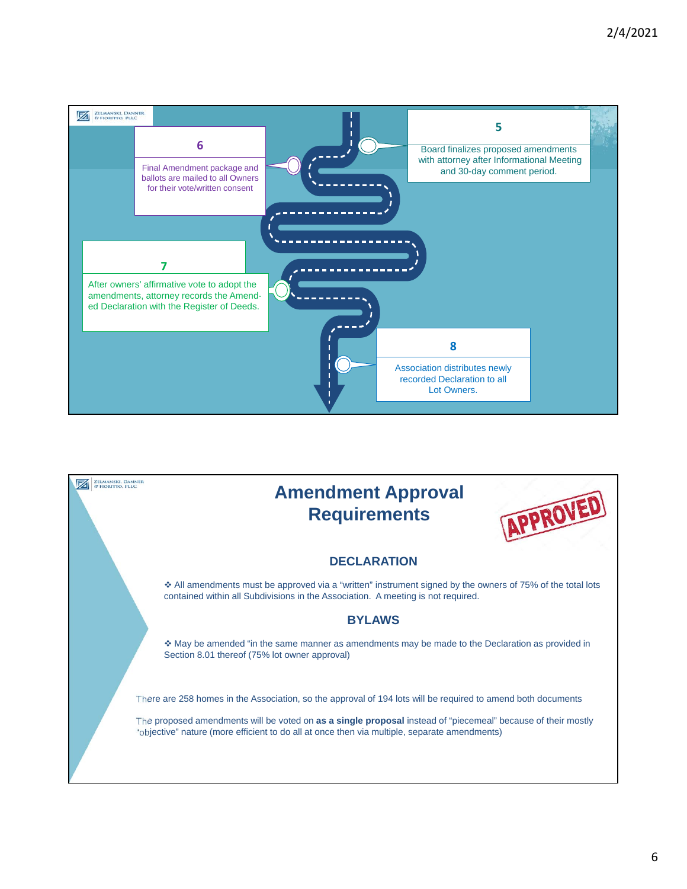**5**

Board finalizes proposed amendments with attorney after Informational Meeting and 30-day comment period.

**6**

Final Amendment package and ballots are mailed to all Owners for their vote/written consent

**7**

After owners' affirmative vote to adopt the amendments, attorney records the Amended Declaration with the Register of Deeds.

**8**

Association distributes newly recorded Declaration to all Lot Owners.

# Amendment Approval Requirements

APPROVED

## DECLARATION

- All amendments must be approved via a "written" instrument signed by the owners of 75% of the total lots contained within all Subdivisions in the Association. A meeting is not required.

## BYLAWS

- May be amended "in the same manner as amendments may be made to the Declaration as provided in Section 8.01 thereof (75% lot owner approval)

There are 258 homes in the Association, so the approval of 194 lots will be required to amend both documents

The proposed amendments will be voted on **as a single proposal** instead of "piecemeal" because of their mostly "objective" nature (more efficient to do all at once then via multiple, separate amendments)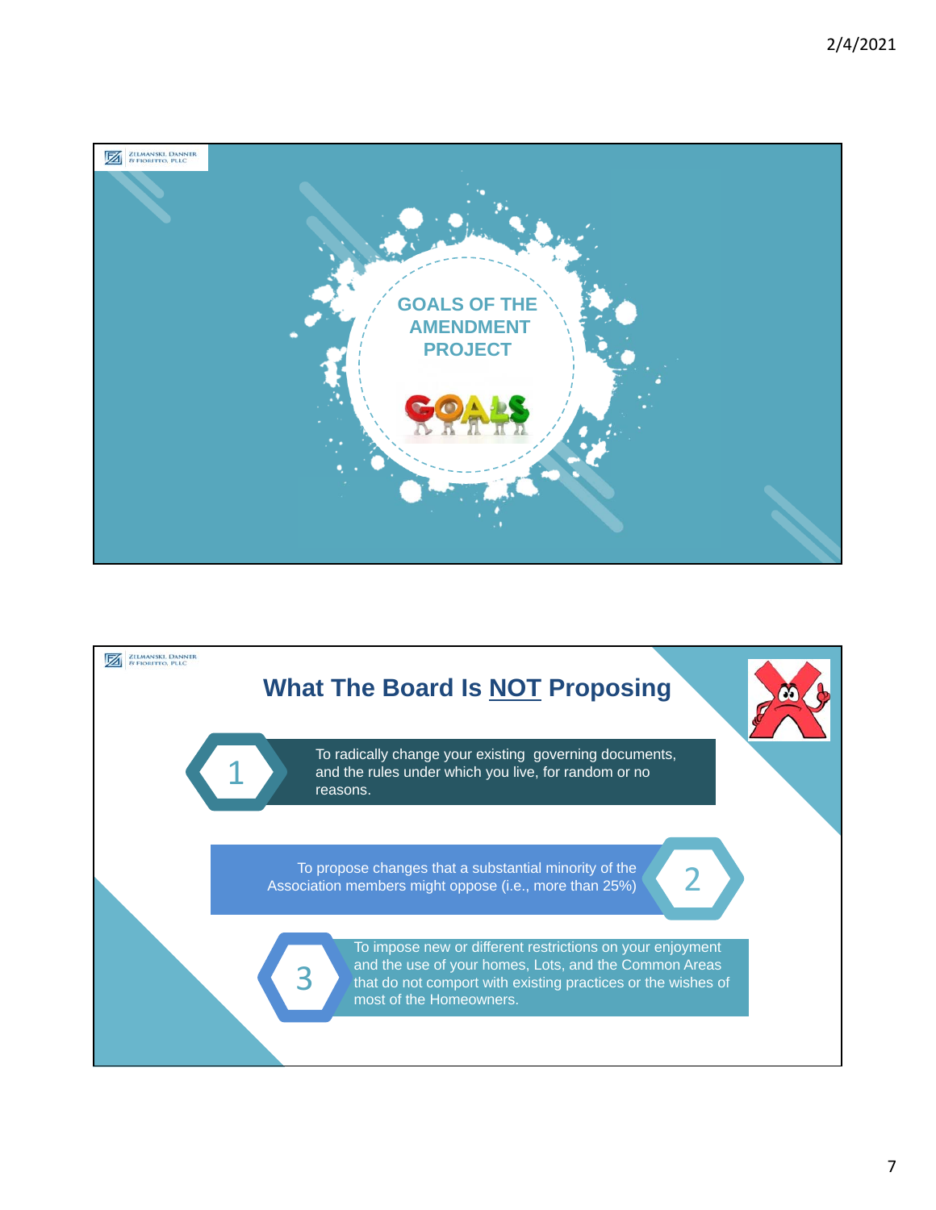## GOALS OF THE AMENDMENT PROJECT

## What The Board Is NOT Proposing

1. To radically change your existing governing documents, and the rules under which you live, for random or no reasons.
2. To propose changes that a substantial minority of the Association members might oppose (i.e., more than 25%)
3. To impose new or different restrictions on your enjoyment and the use of your homes, Lots, and the Common Areas that do not comport with existing practices or the wishes of most of the Homeowners.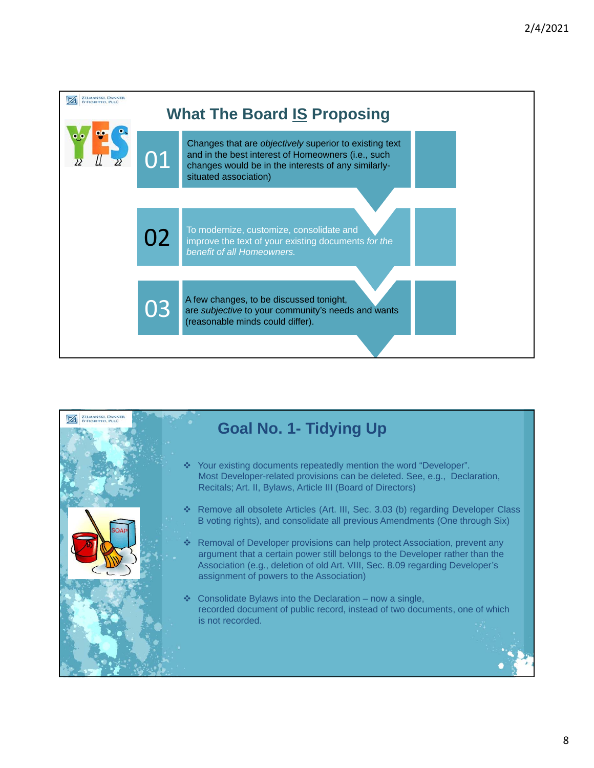## What The Board IS Proposing

01 — Changes that are *objectively* superior to existing text and in the best interest of Homeowners (i.e., such changes would be in the interests of any similarly-situated association)

02 — To modernize, customize, consolidate and improve the text of your existing documents *for the benefit of all Homeowners.*

03 — A few changes, to be discussed tonight, are *subjective* to your community's needs and wants (reasonable minds could differ).

## Goal No. 1- Tidying Up

- Your existing documents repeatedly mention the word "Developer". Most Developer-related provisions can be deleted. See, e.g., Declaration, Recitals; Art. II, Bylaws, Article III (Board of Directors)
- Remove all obsolete Articles (Art. III, Sec. 3.03 (b) regarding Developer Class B voting rights), and consolidate all previous Amendments (One through Six)
- Removal of Developer provisions can help protect Association, prevent any argument that a certain power still belongs to the Developer rather than the Association (e.g., deletion of old Art. VIII, Sec. 8.09 regarding Developer's assignment of powers to the Association)
- Consolidate Bylaws into the Declaration – now a single, recorded document of public record, instead of two documents, one of which is not recorded.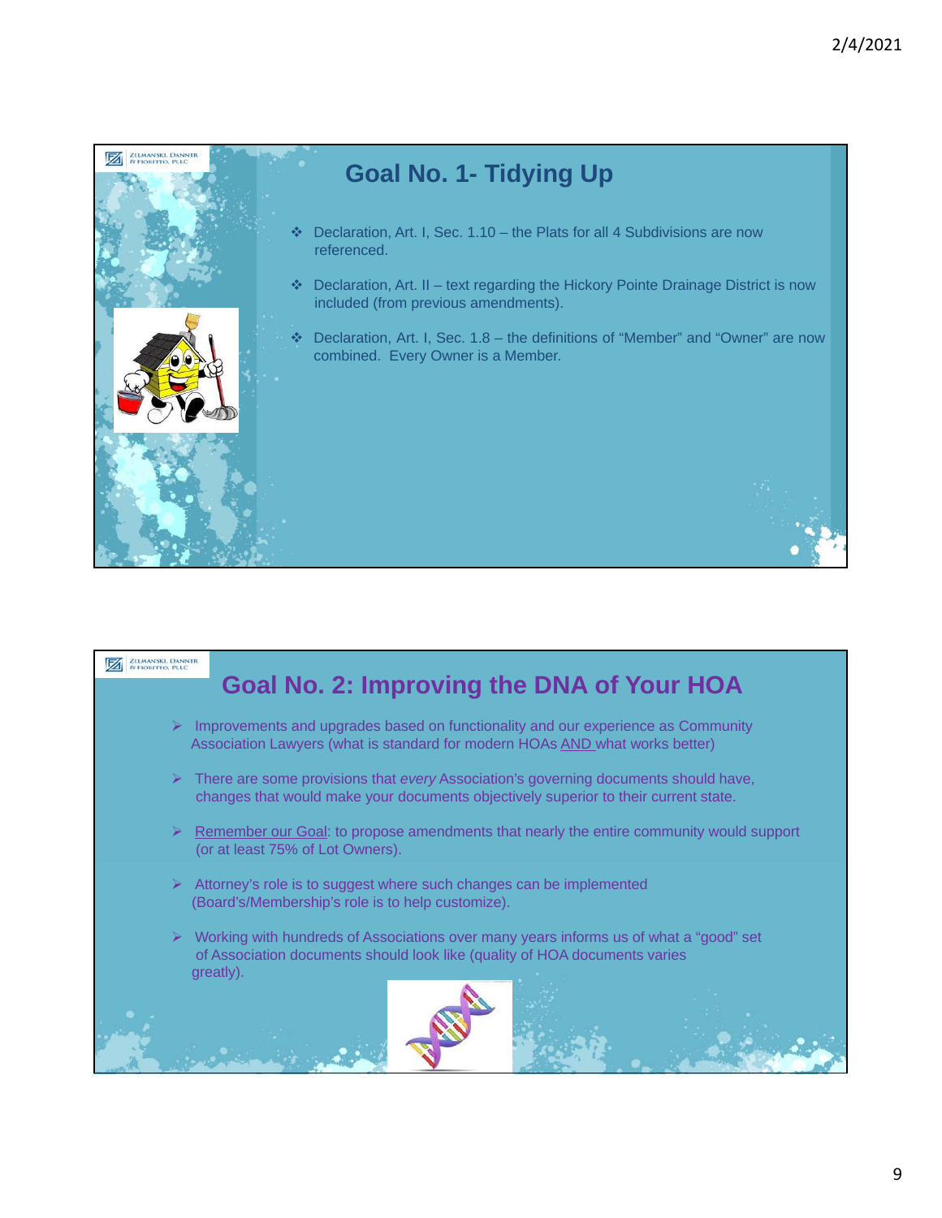## Goal No. 1- Tidying Up

- Declaration, Art. I, Sec. 1.10 – the Plats for all 4 Subdivisions are now referenced.
- Declaration, Art. II – text regarding the Hickory Pointe Drainage District is now included (from previous amendments).
- Declaration, Art. I, Sec. 1.8 – the definitions of "Member" and "Owner" are now combined. Every Owner is a Member.

## Goal No. 2: Improving the DNA of Your HOA

- Improvements and upgrades based on functionality and our experience as Community Association Lawyers (what is standard for modern HOAs AND what works better)
- There are some provisions that *every* Association's governing documents should have, changes that would make your documents objectively superior to their current state.
- Remember our Goal: to propose amendments that nearly the entire community would support (or at least 75% of Lot Owners).
- Attorney's role is to suggest where such changes can be implemented (Board's/Membership's role is to help customize).
- Working with hundreds of Associations over many years informs us of what a "good" set of Association documents should look like (quality of HOA documents varies greatly).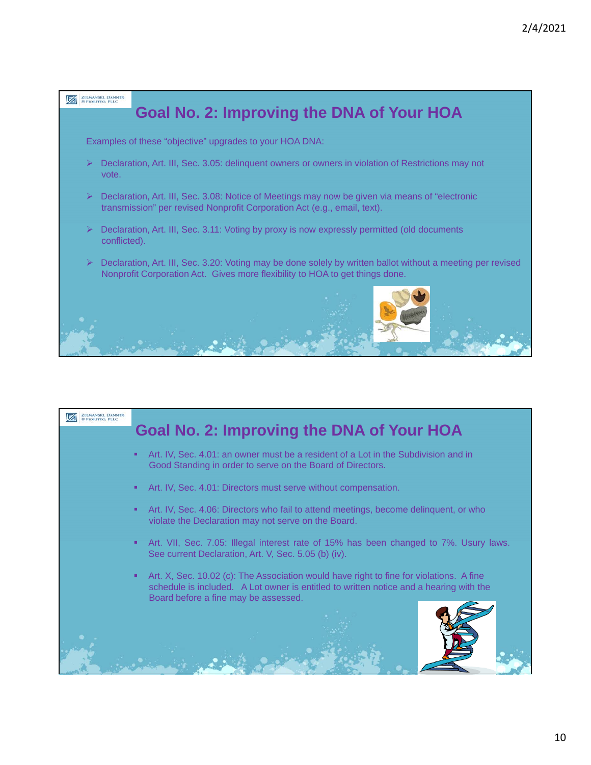## Goal No. 2: Improving the DNA of Your HOA

Examples of these "objective" upgrades to your HOA DNA:

- Declaration, Art. III, Sec. 3.05: delinquent owners or owners in violation of Restrictions may not vote.
- Declaration, Art. III, Sec. 3.08: Notice of Meetings may now be given via means of "electronic transmission" per revised Nonprofit Corporation Act (e.g., email, text).
- Declaration, Art. III, Sec. 3.11: Voting by proxy is now expressly permitted (old documents conflicted).
- Declaration, Art. III, Sec. 3.20: Voting may be done solely by written ballot without a meeting per revised Nonprofit Corporation Act. Gives more flexibility to HOA to get things done.

## Goal No. 2: Improving the DNA of Your HOA

- Art. IV, Sec. 4.01: an owner must be a resident of a Lot in the Subdivision and in Good Standing in order to serve on the Board of Directors.
- Art. IV, Sec. 4.01: Directors must serve without compensation.
- Art. IV, Sec. 4.06: Directors who fail to attend meetings, become delinquent, or who violate the Declaration may not serve on the Board.
- Art. VII, Sec. 7.05: Illegal interest rate of 15% has been changed to 7%. Usury laws. See current Declaration, Art. V, Sec. 5.05 (b) (iv).
- Art. X, Sec. 10.02 (c): The Association would have right to fine for violations. A fine schedule is included. A Lot owner is entitled to written notice and a hearing with the Board before a fine may be assessed.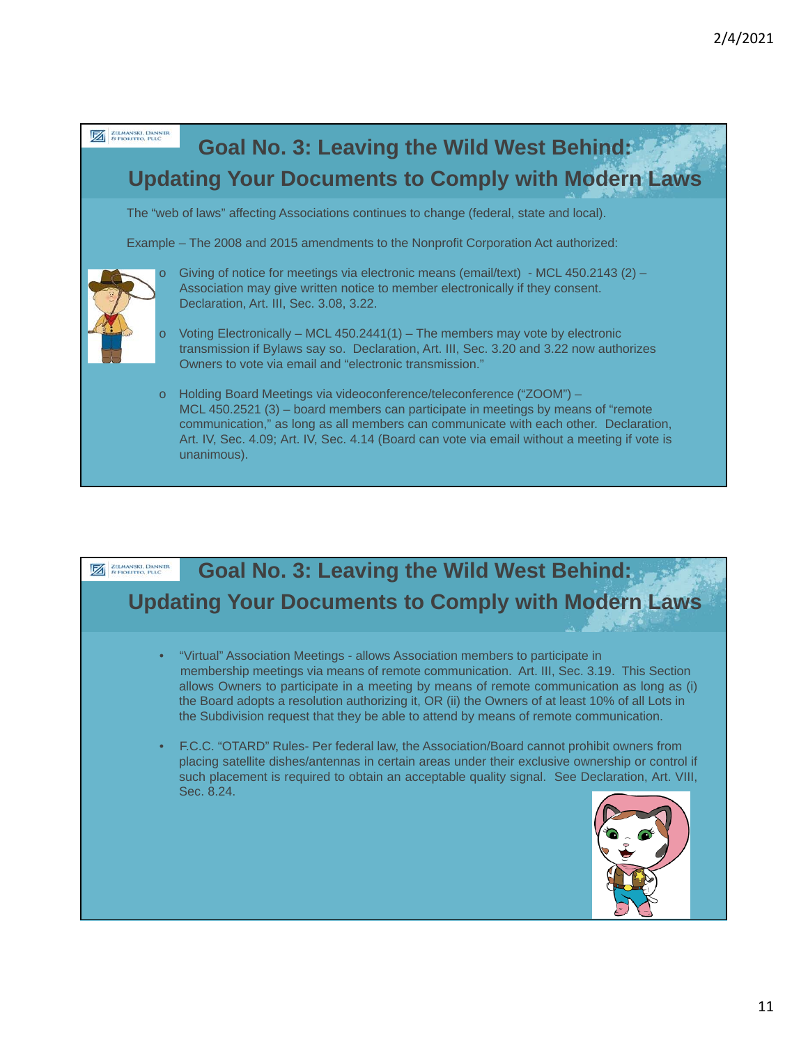## Goal No. 3: Leaving the Wild West Behind: Updating Your Documents to Comply with Modern Laws

The "web of laws" affecting Associations continues to change (federal, state and local).

Example – The 2008 and 2015 amendments to the Nonprofit Corporation Act authorized:

- Giving of notice for meetings via electronic means (email/text) - MCL 450.2143 (2) – Association may give written notice to member electronically if they consent. Declaration, Art. III, Sec. 3.08, 3.22.
- Voting Electronically – MCL 450.2441(1) – The members may vote by electronic transmission if Bylaws say so. Declaration, Art. III, Sec. 3.20 and 3.22 now authorizes Owners to vote via email and "electronic transmission."
- Holding Board Meetings via videoconference/teleconference ("ZOOM") – MCL 450.2521 (3) – board members can participate in meetings by means of "remote communication," as long as all members can communicate with each other. Declaration, Art. IV, Sec. 4.09; Art. IV, Sec. 4.14 (Board can vote via email without a meeting if vote is unanimous).

## Goal No. 3: Leaving the Wild West Behind: Updating Your Documents to Comply with Modern Laws

- "Virtual" Association Meetings - allows Association members to participate in membership meetings via means of remote communication. Art. III, Sec. 3.19. This Section allows Owners to participate in a meeting by means of remote communication as long as (i) the Board adopts a resolution authorizing it, OR (ii) the Owners of at least 10% of all Lots in the Subdivision request that they be able to attend by means of remote communication.
- F.C.C. "OTARD" Rules- Per federal law, the Association/Board cannot prohibit owners from placing satellite dishes/antennas in certain areas under their exclusive ownership or control if such placement is required to obtain an acceptable quality signal. See Declaration, Art. VIII, Sec. 8.24.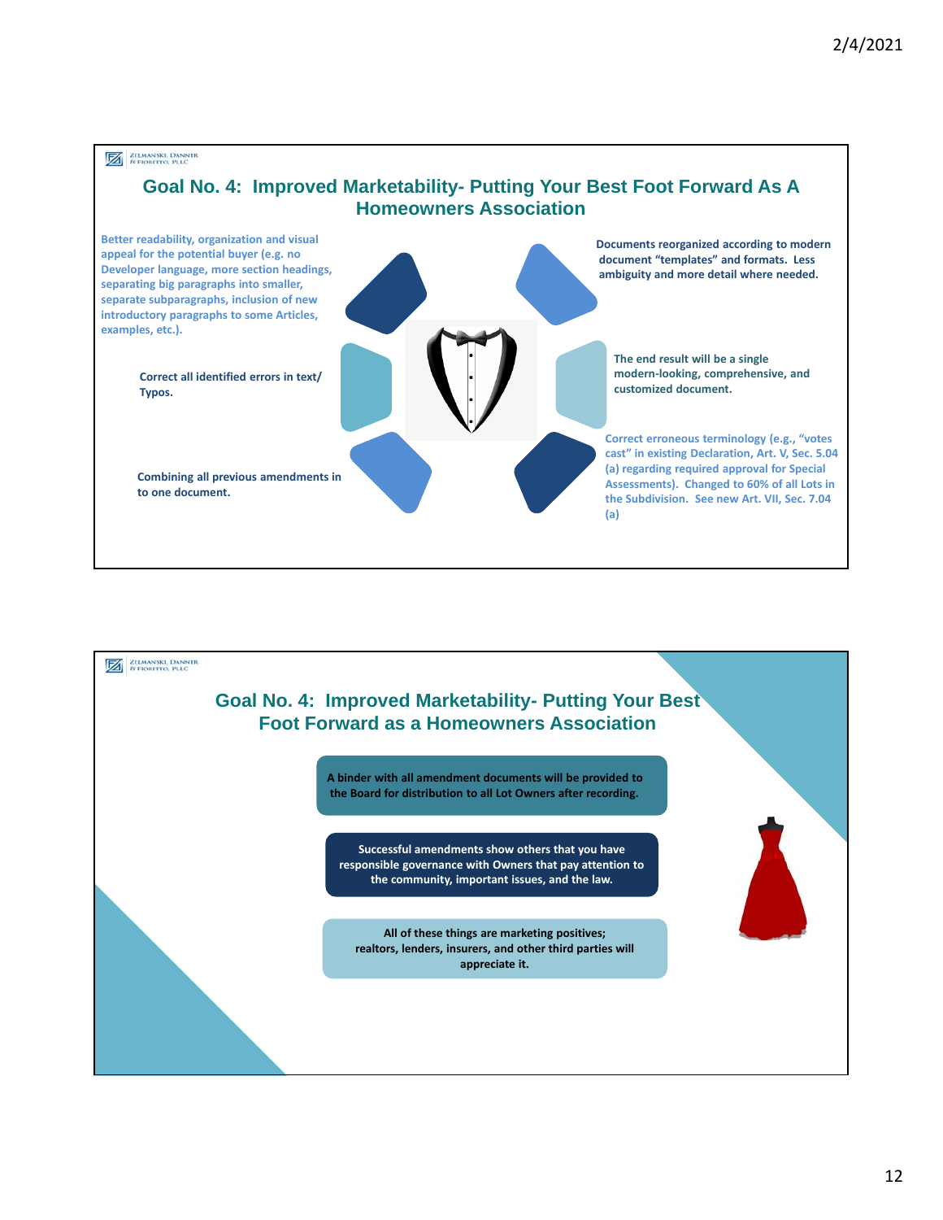## Goal No. 4: Improved Marketability- Putting Your Best Foot Forward As A Homeowners Association

Better readability, organization and visual appeal for the potential buyer (e.g. no Developer language, more section headings, separating big paragraphs into smaller, separate subparagraphs, inclusion of new introductory paragraphs to some Articles, examples, etc.).

Documents reorganized according to modern document "templates" and formats. Less ambiguity and more detail where needed.

Correct all identified errors in text/ Typos.

The end result will be a single modern-looking, comprehensive, and customized document.

Combining all previous amendments in to one document.

Correct erroneous terminology (e.g., "votes cast" in existing Declaration, Art. V, Sec. 5.04 (a) regarding required approval for Special Assessments). Changed to 60% of all Lots in the Subdivision. See new Art. VII, Sec. 7.04 (a)

## Goal No. 4: Improved Marketability- Putting Your Best Foot Forward as a Homeowners Association

A binder with all amendment documents will be provided to the Board for distribution to all Lot Owners after recording.

Successful amendments show others that you have responsible governance with Owners that pay attention to the community, important issues, and the law.

All of these things are marketing positives; realtors, lenders, insurers, and other third parties will appreciate it.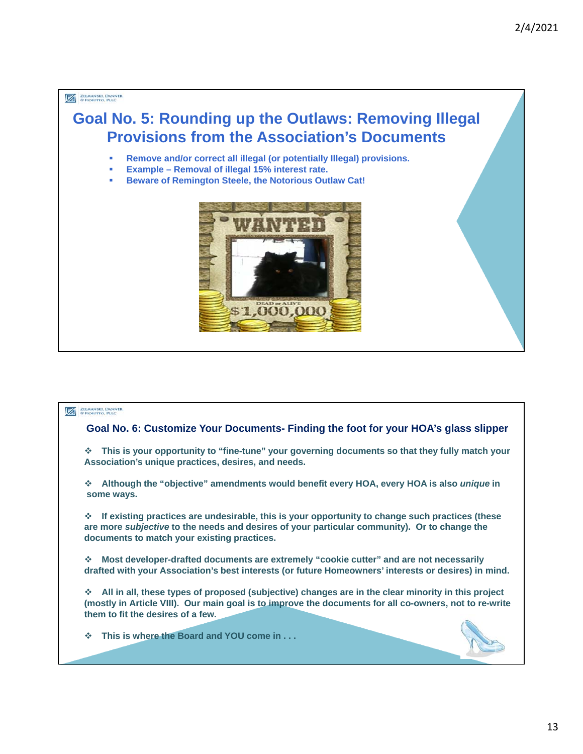## Goal No. 5: Rounding up the Outlaws: Removing Illegal Provisions from the Association's Documents

- Remove and/or correct all illegal (or potentially Illegal) provisions.
- Example – Removal of illegal 15% interest rate.
- Beware of Remington Steele, the Notorious Outlaw Cat!

## Goal No. 6: Customize Your Documents- Finding the foot for your HOA's glass slipper

- This is your opportunity to "fine-tune" your governing documents so that they fully match your Association's unique practices, desires, and needs.
- Although the "objective" amendments would benefit every HOA, every HOA is also *unique* in some ways.
- If existing practices are undesirable, this is your opportunity to change such practices (these are more *subjective* to the needs and desires of your particular community). Or to change the documents to match your existing practices.
- Most developer-drafted documents are extremely "cookie cutter" and are not necessarily drafted with your Association's best interests (or future Homeowners' interests or desires) in mind.
- All in all, these types of proposed (subjective) changes are in the clear minority in this project (mostly in Article VIII). Our main goal is to improve the documents for all co-owners, not to re-write them to fit the desires of a few.
- This is where the Board and YOU come in . . .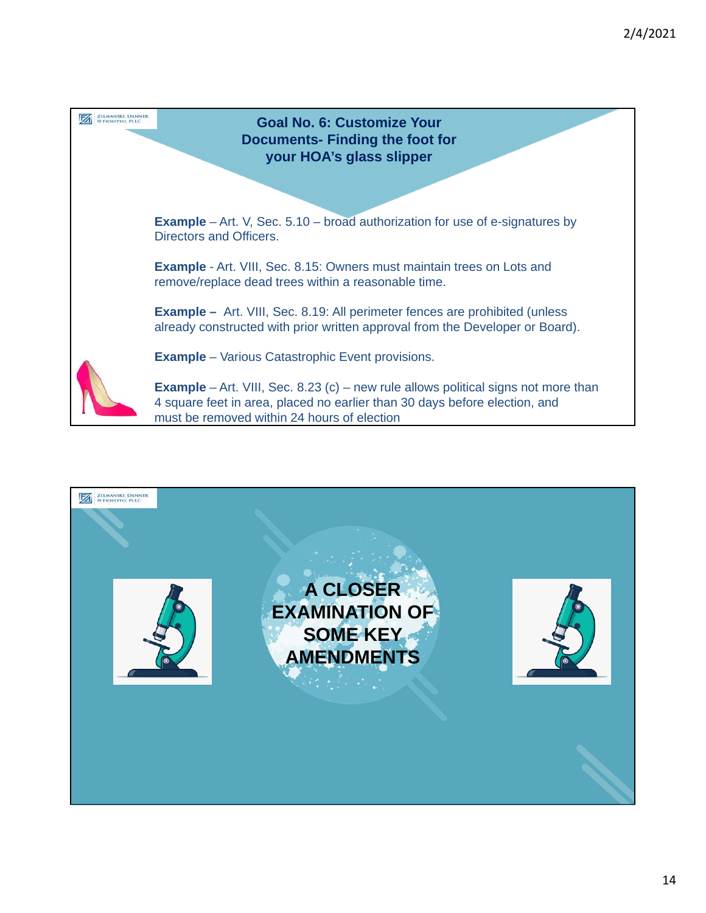## Goal No. 6: Customize Your Documents- Finding the foot for your HOA's glass slipper

**Example** – Art. V, Sec. 5.10 – broad authorization for use of e-signatures by Directors and Officers.

**Example** - Art. VIII, Sec. 8.15: Owners must maintain trees on Lots and remove/replace dead trees within a reasonable time.

**Example –** Art. VIII, Sec. 8.19: All perimeter fences are prohibited (unless already constructed with prior written approval from the Developer or Board).

**Example** – Various Catastrophic Event provisions.

**Example** – Art. VIII, Sec. 8.23 (c) – new rule allows political signs not more than 4 square feet in area, placed no earlier than 30 days before election, and must be removed within 24 hours of election

## A CLOSER EXAMINATION OF SOME KEY AMENDMENTS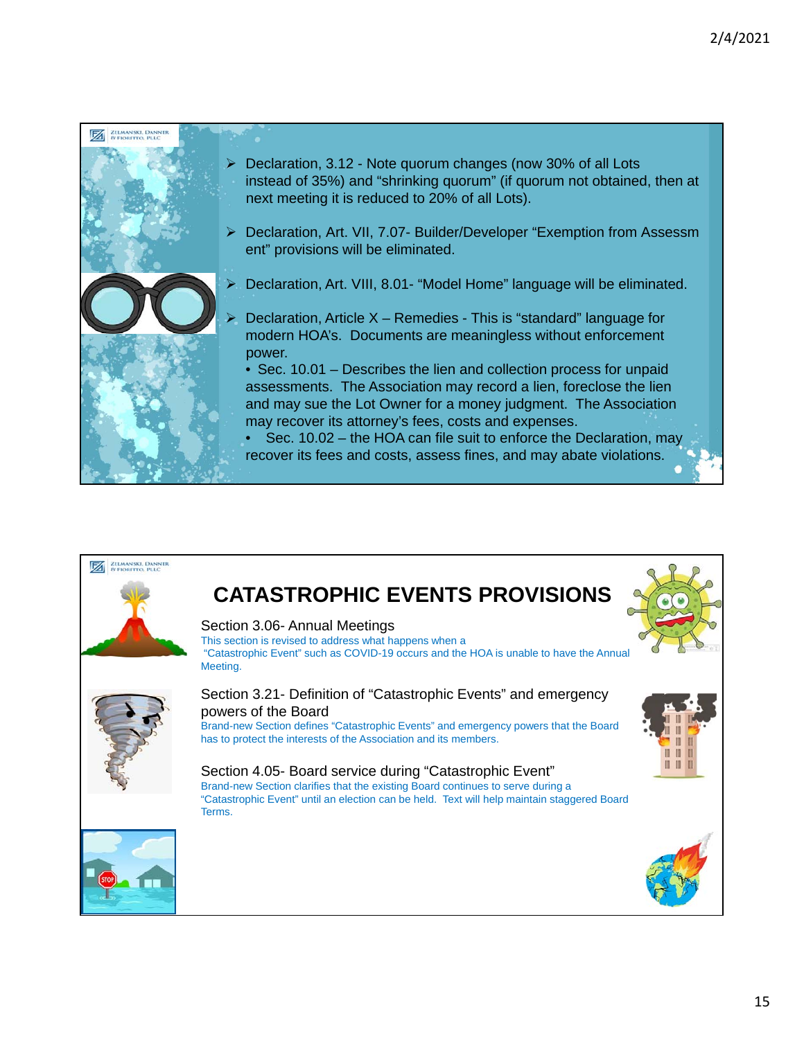- Declaration, 3.12 - Note quorum changes (now 30% of all Lots instead of 35%) and "shrinking quorum" (if quorum not obtained, then at next meeting it is reduced to 20% of all Lots).
- Declaration, Art. VII, 7.07- Builder/Developer "Exemption from Assessment" provisions will be eliminated.
- Declaration, Art. VIII, 8.01- "Model Home" language will be eliminated.
- Declaration, Article X – Remedies - This is "standard" language for modern HOA's. Documents are meaningless without enforcement power.
  - Sec. 10.01 – Describes the lien and collection process for unpaid assessments. The Association may record a lien, foreclose the lien and may sue the Lot Owner for a money judgment. The Association may recover its attorney's fees, costs and expenses.
  - Sec. 10.02 – the HOA can file suit to enforce the Declaration, may recover its fees and costs, assess fines, and may abate violations.

# CATASTROPHIC EVENTS PROVISIONS

### Section 3.06- Annual Meetings

This section is revised to address what happens when a "Catastrophic Event" such as COVID-19 occurs and the HOA is unable to have the Annual Meeting.

### Section 3.21- Definition of "Catastrophic Events" and emergency powers of the Board

Brand-new Section defines "Catastrophic Events" and emergency powers that the Board has to protect the interests of the Association and its members.

### Section 4.05- Board service during "Catastrophic Event"

Brand-new Section clarifies that the existing Board continues to serve during a "Catastrophic Event" until an election can be held. Text will help maintain staggered Board Terms.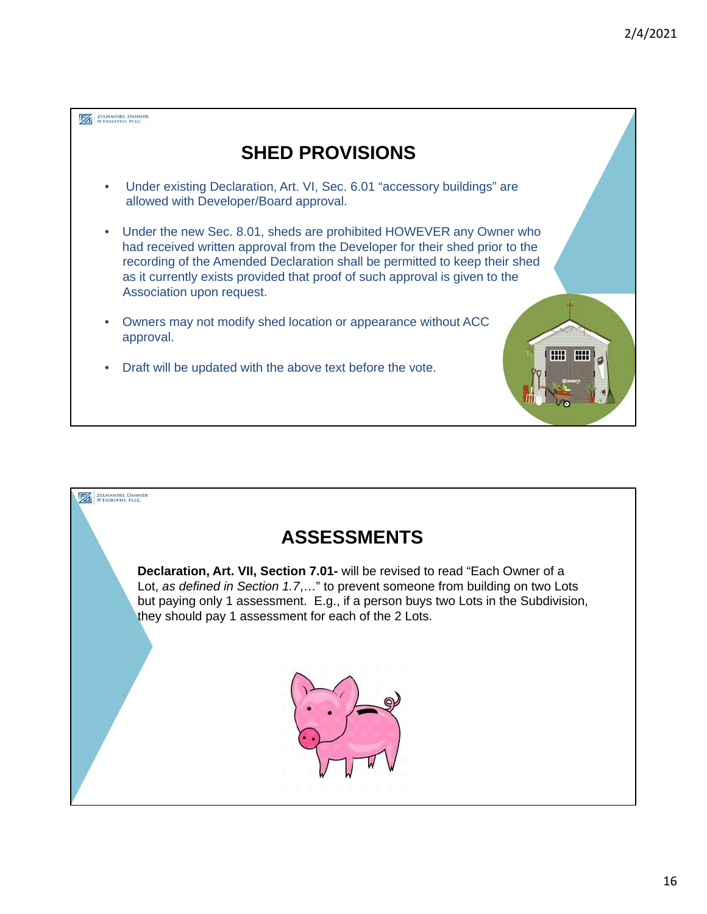## SHED PROVISIONS

- Under existing Declaration, Art. VI, Sec. 6.01 "accessory buildings" are allowed with Developer/Board approval.
- Under the new Sec. 8.01, sheds are prohibited HOWEVER any Owner who had received written approval from the Developer for their shed prior to the recording of the Amended Declaration shall be permitted to keep their shed as it currently exists provided that proof of such approval is given to the Association upon request.
- Owners may not modify shed location or appearance without ACC approval.
- Draft will be updated with the above text before the vote.

## ASSESSMENTS

**Declaration, Art. VII, Section 7.01-** will be revised to read "Each Owner of a Lot, *as defined in Section 1.7*,…" to prevent someone from building on two Lots but paying only 1 assessment. E.g., if a person buys two Lots in the Subdivision, they should pay 1 assessment for each of the 2 Lots.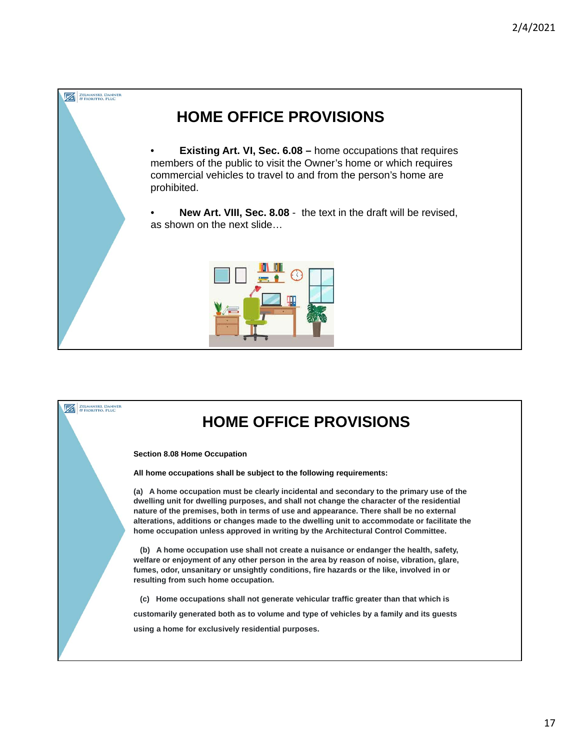## HOME OFFICE PROVISIONS

- **Existing Art. VI, Sec. 6.08 –** home occupations that requires members of the public to visit the Owner's home or which requires commercial vehicles to travel to and from the person's home are prohibited.
- **New Art. VIII, Sec. 8.08** - the text in the draft will be revised, as shown on the next slide…

## HOME OFFICE PROVISIONS

**Section 8.08 Home Occupation**

**All home occupations shall be subject to the following requirements:**

**(a) A home occupation must be clearly incidental and secondary to the primary use of the dwelling unit for dwelling purposes, and shall not change the character of the residential nature of the premises, both in terms of use and appearance. There shall be no external alterations, additions or changes made to the dwelling unit to accommodate or facilitate the home occupation unless approved in writing by the Architectural Control Committee.**

**(b) A home occupation use shall not create a nuisance or endanger the health, safety, welfare or enjoyment of any other person in the area by reason of noise, vibration, glare, fumes, odor, unsanitary or unsightly conditions, fire hazards or the like, involved in or resulting from such home occupation.**

**(c) Home occupations shall not generate vehicular traffic greater than that which is customarily generated both as to volume and type of vehicles by a family and its guests using a home for exclusively residential purposes.**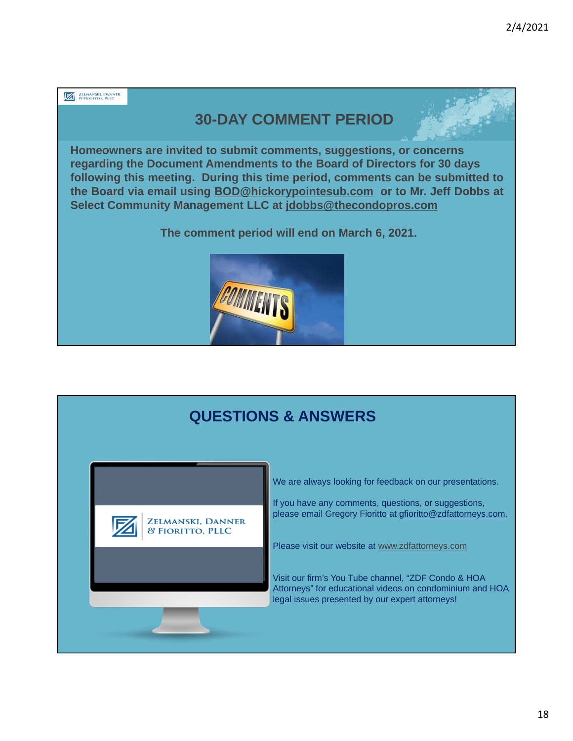## 30-DAY COMMENT PERIOD

**Homeowners are invited to submit comments, suggestions, or concerns regarding the Document Amendments to the Board of Directors for 30 days following this meeting. During this time period, comments can be submitted to the Board via email using BOD@hickorypointesub.com or to Mr. Jeff Dobbs at Select Community Management LLC at jdobbs@thecondopros.com**

**The comment period will end on March 6, 2021.**

## QUESTIONS & ANSWERS

We are always looking for feedback on our presentations.

If you have any comments, questions, or suggestions, please email Gregory Fioritto at gfioritto@zdfattorneys.com.

Please visit our website at www.zdfattorneys.com

Visit our firm's You Tube channel, "ZDF Condo & HOA Attorneys" for educational videos on condominium and HOA legal issues presented by our expert attorneys!